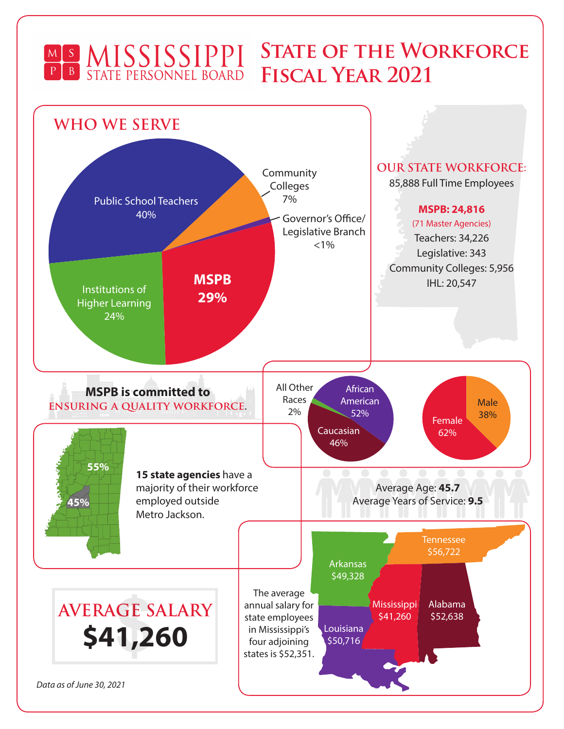# MISSISSIPPI STATE PERSONNEL BOARD

# State of the Workforce Fiscal Year 2021

## WHO WE SERVE

- Public School Teachers 40%
- Community Colleges 7%
- Governor's Office/ Legislative Branch <1%
- **MSPB 29%**
- Institutions of Higher Learning 24%

## OUR STATE WORKFORCE:

85,888 Full Time Employees

**MSPB: 24,816**

(71 Master Agencies)

Teachers: 34,226

Legislative: 343

Community Colleges: 5,956

IHL: 20,547

**MSPB is committed to**

**ENSURING A QUALITY WORKFORCE.**

- African American 52%
- Caucasian 46%
- All Other Races 2%

- Female 62%
- Male 38%

55%

45%

**15 state agencies** have a majority of their workforce employed outside Metro Jackson.

Average Age: **45.7**

Average Years of Service: **9.5**

## AVERAGE SALARY

# $41,260

The average annual salary for state employees in Mississippi's four adjoining states is $52,351.

| State | Average Salary |
|---|---|
| Tennessee | $56,722 |
| Arkansas | $49,328 |
| Mississippi | $41,260 |
| Alabama | $52,638 |
| Louisiana | $50,716 |

*Data as of June 30, 2021*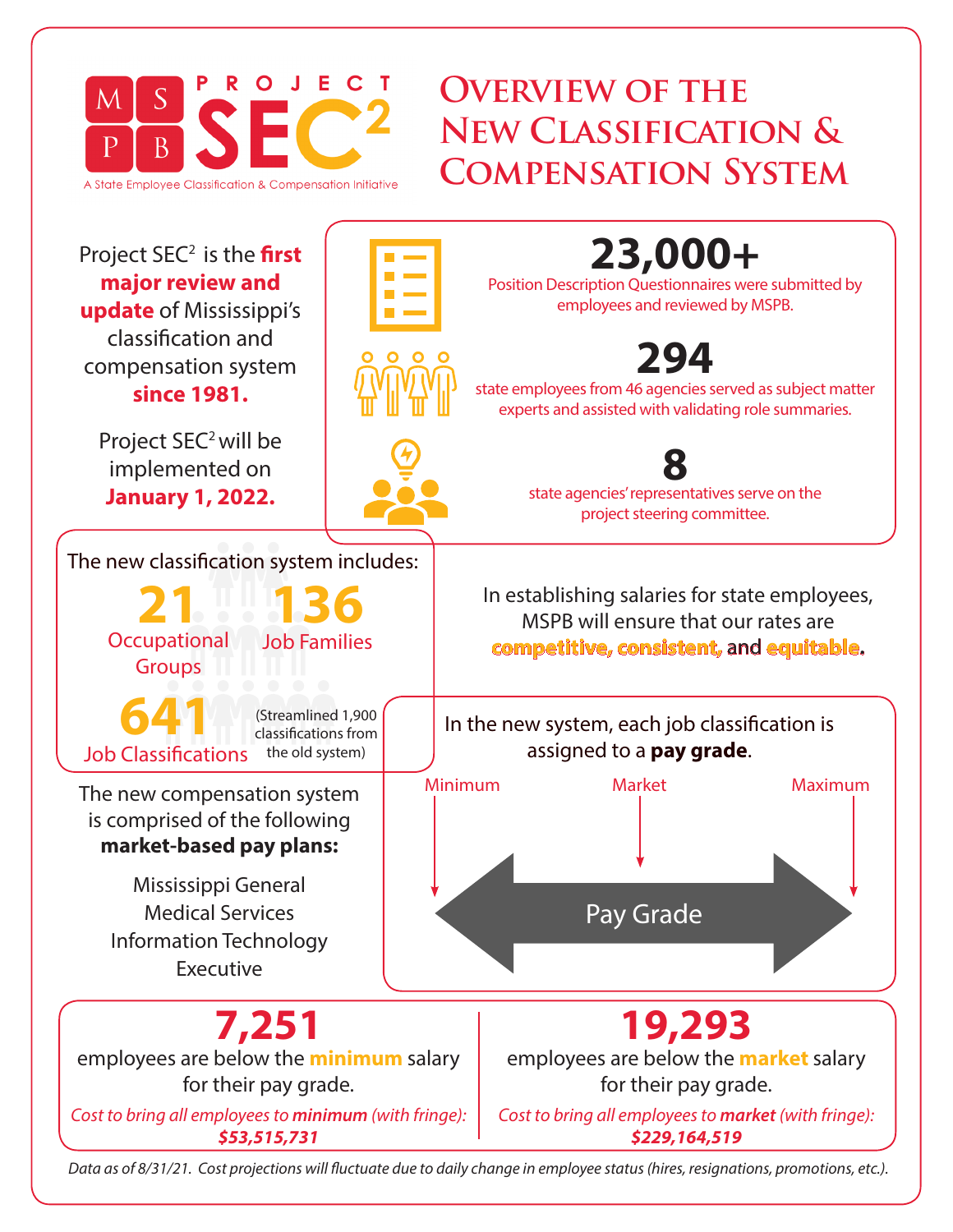MSPB PROJECT $SEC^2$

A State Employee Classification & Compensation Initiative

# Overview of the New Classification & Compensation System

Project $SEC^2$ is the **first major review and update** of Mississippi's classification and compensation system **since 1981.**

Project $SEC^2$ will be implemented on **January 1, 2022.**

**23,000+**

Position Description Questionnaires were submitted by employees and reviewed by MSPB.

**294**

state employees from 46 agencies served as subject matter experts and assisted with validating role summaries.

**8**

state agencies' representatives serve on the project steering committee.

The new classification system includes:

**21** Occupational Groups

**136** Job Families

**641** Job Classifications (Streamlined 1,900 classifications from the old system)

In establishing salaries for state employees, MSPB will ensure that our rates are **competitive, consistent,** and **equitable.**

The new compensation system is comprised of the following **market-based pay plans:**

- Mississippi General
- Medical Services
- Information Technology
- Executive

In the new system, each job classification is assigned to a **pay grade**.

Minimum

Market

Maximum

Pay Grade

**7,251**

employees are below the **minimum** salary for their pay grade.

*Cost to bring all employees to **minimum** (with fringe):*
***$53,515,731***

**19,293**

employees are below the **market** salary for their pay grade.

*Cost to bring all employees to **market** (with fringe):*
***$229,164,519***

*Data as of 8/31/21. Cost projections will fluctuate due to daily change in employee status (hires, resignations, promotions, etc.).*